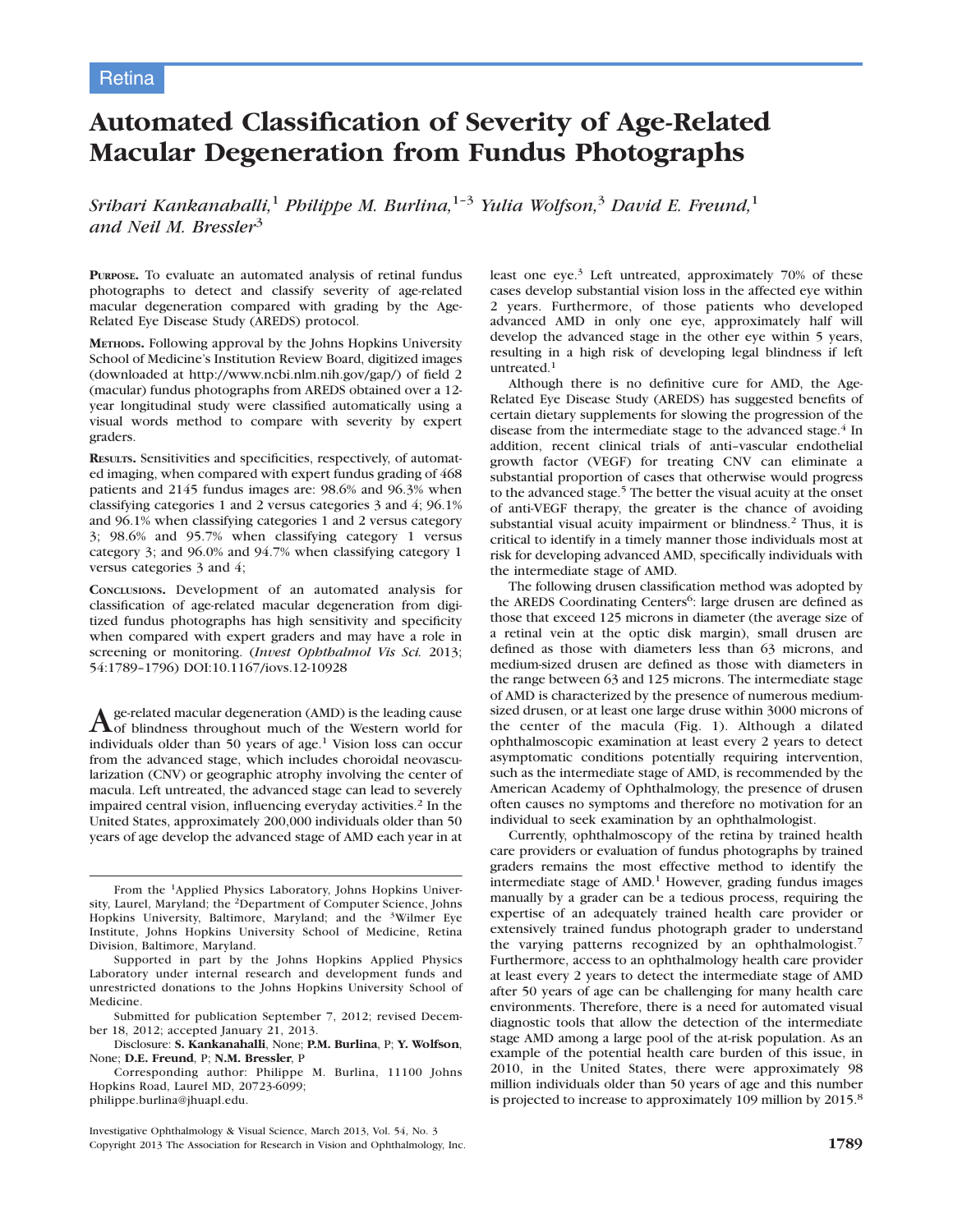Retina

# Automated Classification of Severity of Age-Related Macular Degeneration from Fundus Photographs

*Sribari Kankanahalli,*[1] *Philippe M. Burlina,*[1–3] *Yulia Wolfson,*[3] *David E. Freund,*[1] *and Neil M. Bressler*[3]

**Purpose.** To evaluate an automated analysis of retinal fundus photographs to detect and classify severity of age-related macular degeneration compared with grading by the Age-Related Eye Disease Study (AREDS) protocol.

**Methods.** Following approval by the Johns Hopkins University School of Medicine's Institution Review Board, digitized images (downloaded at http://www.ncbi.nlm.nih.gov/gap/) of field 2 (macular) fundus photographs from AREDS obtained over a 12-year longitudinal study were classified automatically using a visual words method to compare with severity by expert graders.

**Results.** Sensitivities and specificities, respectively, of automated imaging, when compared with expert fundus grading of 468 patients and 2145 fundus images are: 98.6% and 96.3% when classifying categories 1 and 2 versus categories 3 and 4; 96.1% and 96.1% when classifying categories 1 and 2 versus category 3; 98.6% and 95.7% when classifying category 1 versus category 3; and 96.0% and 94.7% when classifying category 1 versus categories 3 and 4;

**Conclusions.** Development of an automated analysis for classification of age-related macular degeneration from digitized fundus photographs has high sensitivity and specificity when compared with expert graders and may have a role in screening or monitoring. (*Invest Ophthalmol Vis Sci.* 2013;54:1789–1796) DOI:10.1167/iovs.12-10928

Age-related macular degeneration (AMD) is the leading cause of blindness throughout much of the Western world for individuals older than 50 years of age.[1] Vision loss can occur from the advanced stage, which includes choroidal neovascularization (CNV) or geographic atrophy involving the center of macula. Left untreated, the advanced stage can lead to severely impaired central vision, influencing everyday activities.[2] In the United States, approximately 200,000 individuals older than 50 years of age develop the advanced stage of AMD each year in at least one eye.[3] Left untreated, approximately 70% of these cases develop substantial vision loss in the affected eye within 2 years. Furthermore, of those patients who developed advanced AMD in only one eye, approximately half will develop the advanced stage in the other eye within 5 years, resulting in a high risk of developing legal blindness if left untreated.[1]

Although there is no definitive cure for AMD, the Age-Related Eye Disease Study (AREDS) has suggested benefits of certain dietary supplements for slowing the progression of the disease from the intermediate stage to the advanced stage.[4] In addition, recent clinical trials of anti–vascular endothelial growth factor (VEGF) for treating CNV can eliminate a substantial proportion of cases that otherwise would progress to the advanced stage.[5] The better the visual acuity at the onset of anti-VEGF therapy, the greater is the chance of avoiding substantial visual acuity impairment or blindness.[2] Thus, it is critical to identify in a timely manner those individuals most at risk for developing advanced AMD, specifically individuals with the intermediate stage of AMD.

The following drusen classification method was adopted by the AREDS Coordinating Centers[6]: large drusen are defined as those that exceed 125 microns in diameter (the average size of a retinal vein at the optic disk margin), small drusen are defined as those with diameters less than 63 microns, and medium-sized drusen are defined as those with diameters in the range between 63 and 125 microns. The intermediate stage of AMD is characterized by the presence of numerous medium-sized drusen, or at least one large druse within 3000 microns of the center of the macula (Fig. 1). Although a dilated ophthalmoscopic examination at least every 2 years to detect asymptomatic conditions potentially requiring intervention, such as the intermediate stage of AMD, is recommended by the American Academy of Ophthalmology, the presence of drusen often causes no symptoms and therefore no motivation for an individual to seek examination by an ophthalmologist.

Currently, ophthalmoscopy of the retina by trained health care providers or evaluation of fundus photographs by trained graders remains the most effective method to identify the intermediate stage of AMD.[1] However, grading fundus images manually by a grader can be a tedious process, requiring the expertise of an adequately trained health care provider or extensively trained fundus photograph grader to understand the varying patterns recognized by an ophthalmologist.[7] Furthermore, access to an ophthalmology health care provider at least every 2 years to detect the intermediate stage of AMD after 50 years of age can be challenging for many health care environments. Therefore, there is a need for automated visual diagnostic tools that allow the detection of the intermediate stage AMD among a large pool of the at-risk population. As an example of the potential health care burden of this issue, in 2010, in the United States, there were approximately 98 million individuals older than 50 years of age and this number is projected to increase to approximately 109 million by 2015.[8]

From the [1]Applied Physics Laboratory, Johns Hopkins University, Laurel, Maryland; the [2]Department of Computer Science, Johns Hopkins University, Baltimore, Maryland; and the [3]Wilmer Eye Institute, Johns Hopkins University School of Medicine, Retina Division, Baltimore, Maryland.

Supported in part by the Johns Hopkins Applied Physics Laboratory under internal research and development funds and unrestricted donations to the Johns Hopkins University School of Medicine.

Submitted for publication September 7, 2012; revised December 18, 2012; accepted January 21, 2013.

Disclosure: **S. Kankanahalli**, None; **P.M. Burlina**, P; **Y. Wolfson**, None; **D.E. Freund**, P; **N.M. Bressler**, P

Corresponding author: Philippe M. Burlina, 11100 Johns Hopkins Road, Laurel MD, 20723-6099; philippe.burlina@jhuapl.edu.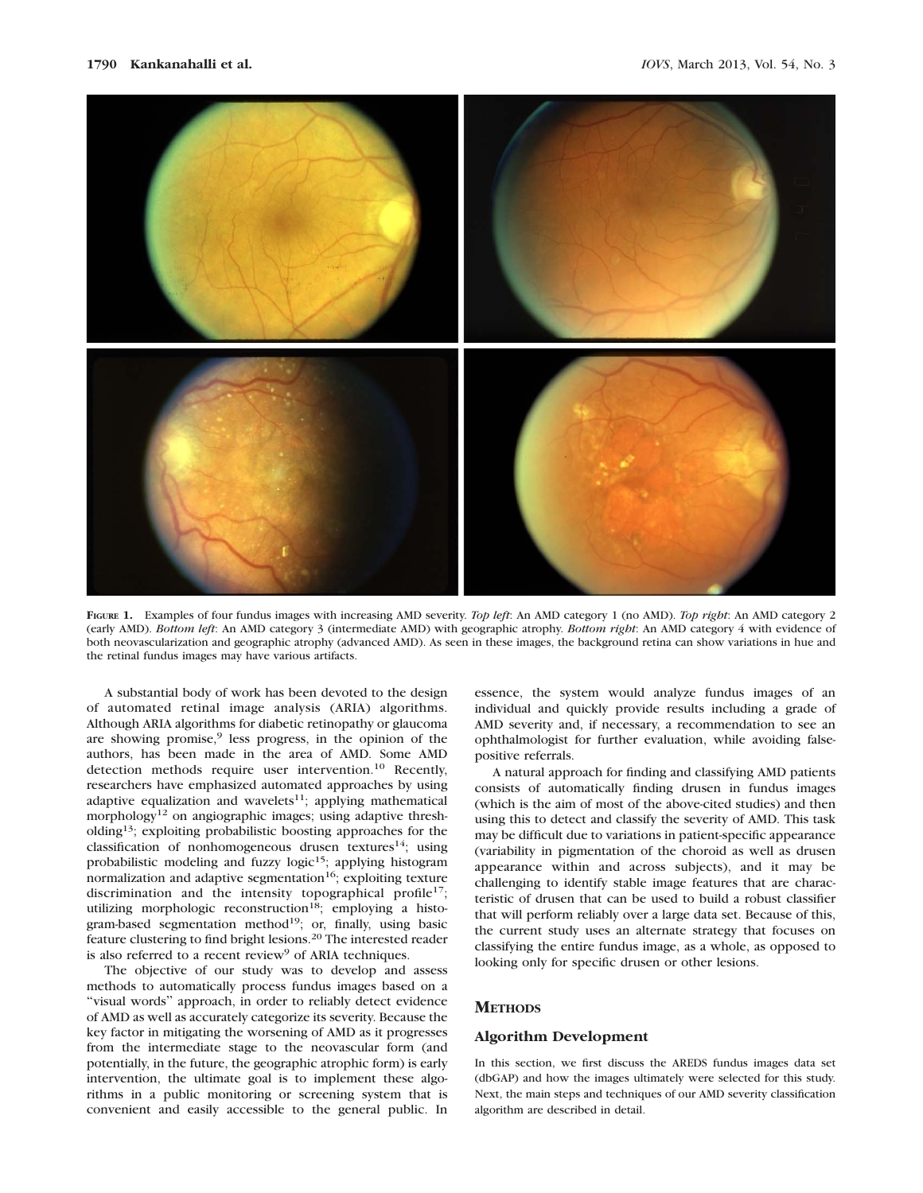**Figure 1.** Examples of four fundus images with increasing AMD severity. *Top left*: An AMD category 1 (no AMD). *Top right*: An AMD category 2 (early AMD). *Bottom left*: An AMD category 3 (intermediate AMD) with geographic atrophy. *Bottom right*: An AMD category 4 with evidence of both neovascularization and geographic atrophy (advanced AMD). As seen in these images, the background retina can show variations in hue and the retinal fundus images may have various artifacts.

A substantial body of work has been devoted to the design of automated retinal image analysis (ARIA) algorithms. Although ARIA algorithms for diabetic retinopathy or glaucoma are showing promise,[9] less progress, in the opinion of the authors, has been made in the area of AMD. Some AMD detection methods require user intervention.[10] Recently, researchers have emphasized automated approaches by using adaptive equalization and wavelets[11]; applying mathematical morphology[12] on angiographic images; using adaptive thresholding[13]; exploiting probabilistic boosting approaches for the classification of nonhomogeneous drusen textures[14]; using probabilistic modeling and fuzzy logic[15]; applying histogram normalization and adaptive segmentation[16]; exploiting texture discrimination and the intensity topographical profile[17]; utilizing morphologic reconstruction[18]; employing a histogram-based segmentation method[19]; or, finally, using basic feature clustering to find bright lesions.[20] The interested reader is also referred to a recent review[9] of ARIA techniques.

The objective of our study was to develop and assess methods to automatically process fundus images based on a "visual words" approach, in order to reliably detect evidence of AMD as well as accurately categorize its severity. Because the key factor in mitigating the worsening of AMD as it progresses from the intermediate stage to the neovascular form (and potentially, in the future, the geographic atrophic form) is early intervention, the ultimate goal is to implement these algorithms in a public monitoring or screening system that is convenient and easily accessible to the general public. In essence, the system would analyze fundus images of an individual and quickly provide results including a grade of AMD severity and, if necessary, a recommendation to see an ophthalmologist for further evaluation, while avoiding false-positive referrals.

A natural approach for finding and classifying AMD patients consists of automatically finding drusen in fundus images (which is the aim of most of the above-cited studies) and then using this to detect and classify the severity of AMD. This task may be difficult due to variations in patient-specific appearance (variability in pigmentation of the choroid as well as drusen appearance within and across subjects), and it may be challenging to identify stable image features that are characteristic of drusen that can be used to build a robust classifier that will perform reliably over a large data set. Because of this, the current study uses an alternate strategy that focuses on classifying the entire fundus image, as a whole, as opposed to looking only for specific drusen or other lesions.

## Methods

### Algorithm Development

In this section, we first discuss the AREDS fundus images data set (dbGAP) and how the images ultimately were selected for this study. Next, the main steps and techniques of our AMD severity classification algorithm are described in detail.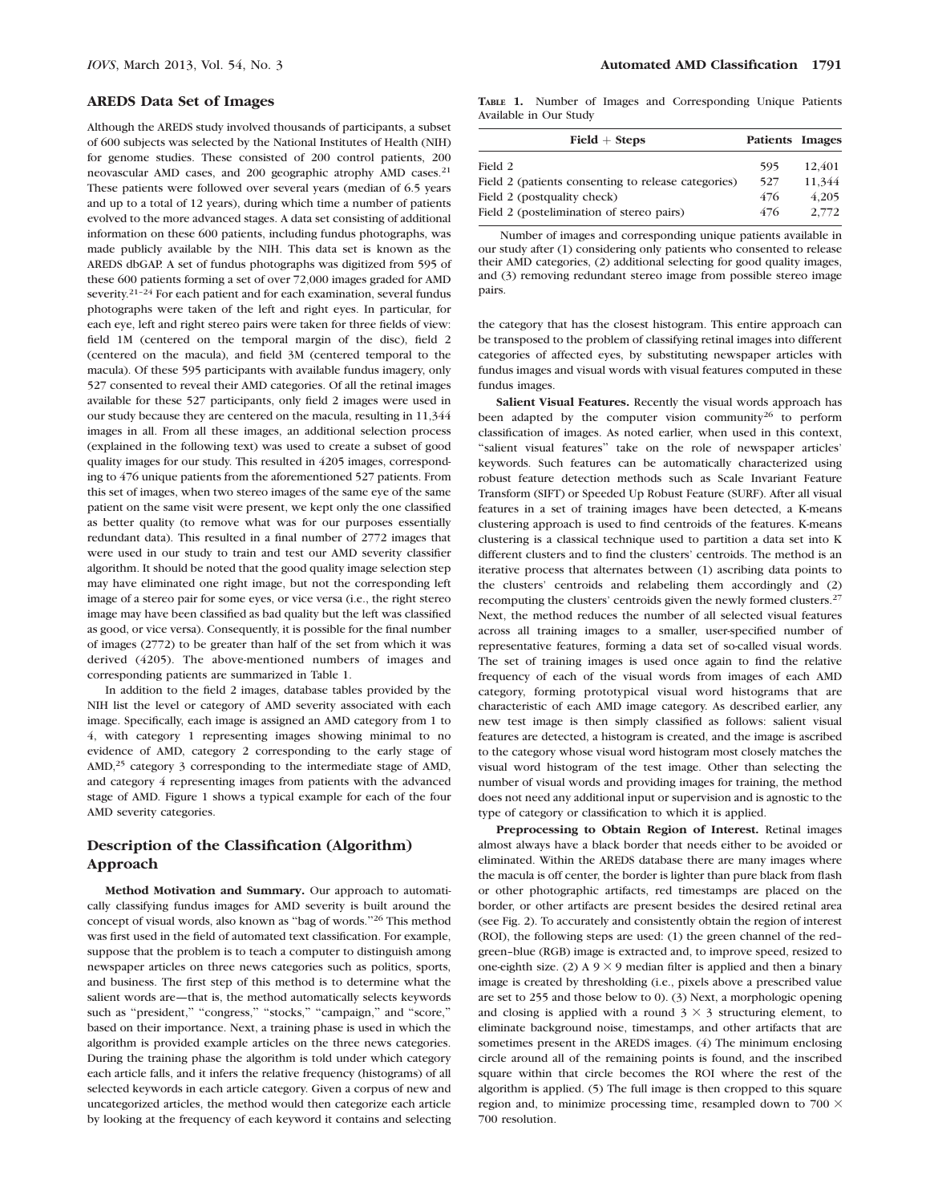## AREDS Data Set of Images

Although the AREDS study involved thousands of participants, a subset of 600 subjects was selected by the National Institutes of Health (NIH) for genome studies. These consisted of 200 control patients, 200 neovascular AMD cases, and 200 geographic atrophy AMD cases.[21] These patients were followed over several years (median of 6.5 years and up to a total of 12 years), during which time a number of patients evolved to the more advanced stages. A data set consisting of additional information on these 600 patients, including fundus photographs, was made publicly available by the NIH. This data set is known as the AREDS dbGAP. A set of fundus photographs was digitized from 595 of these 600 patients forming a set of over 72,000 images graded for AMD severity.[21–24] For each patient and for each examination, several fundus photographs were taken of the left and right eyes. In particular, for each eye, left and right stereo pairs were taken for three fields of view: field 1M (centered on the temporal margin of the disc), field 2 (centered on the macula), and field 3M (centered temporal to the macula). Of these 595 participants with available fundus imagery, only 527 consented to reveal their AMD categories. Of all the retinal images available for these 527 participants, only field 2 images were used in our study because they are centered on the macula, resulting in 11,344 images in all. From all these images, an additional selection process (explained in the following text) was used to create a subset of good quality images for our study. This resulted in 4205 images, corresponding to 476 unique patients from the aforementioned 527 patients. From this set of images, when two stereo images of the same eye of the same patient on the same visit were present, we kept only the one classified as better quality (to remove what was for our purposes essentially redundant data). This resulted in a final number of 2772 images that were used in our study to train and test our AMD severity classifier algorithm. It should be noted that the good quality image selection step may have eliminated one right image, but not the corresponding left image of a stereo pair for some eyes, or vice versa (i.e., the right stereo image may have been classified as bad quality but the left was classified as good, or vice versa). Consequently, it is possible for the final number of images (2772) to be greater than half of the set from which it was derived (4205). The above-mentioned numbers of images and corresponding patients are summarized in Table 1.

In addition to the field 2 images, database tables provided by the NIH list the level or category of AMD severity associated with each image. Specifically, each image is assigned an AMD category from 1 to 4, with category 1 representing images showing minimal to no evidence of AMD, category 2 corresponding to the early stage of AMD,[25] category 3 corresponding to the intermediate stage of AMD, and category 4 representing images from patients with the advanced stage of AMD. Figure 1 shows a typical example for each of the four AMD severity categories.

**Table 1.** Number of Images and Corresponding Unique Patients Available in Our Study

| Field + Steps | Patients | Images |
|---|---|---|
| Field 2 | 595 | 12,401 |
| Field 2 (patients consenting to release categories) | 527 | 11,344 |
| Field 2 (postquality check) | 476 | 4,205 |
| Field 2 (postelimination of stereo pairs) | 476 | 2,772 |

Number of images and corresponding unique patients available in our study after (1) considering only patients who consented to release their AMD categories, (2) additional selecting for good quality images, and (3) removing redundant stereo image from possible stereo image pairs.

## Description of the Classification (Algorithm) Approach

**Method Motivation and Summary.** Our approach to automatically classifying fundus images for AMD severity is built around the concept of visual words, also known as "bag of words."[26] This method was first used in the field of automated text classification. For example, suppose that the problem is to teach a computer to distinguish among newspaper articles on three news categories such as politics, sports, and business. The first step of this method is to determine what the salient words are—that is, the method automatically selects keywords such as "president," "congress," "stocks," "campaign," and "score," based on their importance. Next, a training phase is used in which the algorithm is provided example articles on the three news categories. During the training phase the algorithm is told under which category each article falls, and it infers the relative frequency (histograms) of all selected keywords in each article category. Given a corpus of new and uncategorized articles, the method would then categorize each article by looking at the frequency of each keyword it contains and selecting the category that has the closest histogram. This entire approach can be transposed to the problem of classifying retinal images into different categories of affected eyes, by substituting newspaper articles with fundus images and visual words with visual features computed in these fundus images.

**Salient Visual Features.** Recently the visual words approach has been adapted by the computer vision community[26] to perform classification of images. As noted earlier, when used in this context, "salient visual features" take on the role of newspaper articles' keywords. Such features can be automatically characterized using robust feature detection methods such as Scale Invariant Feature Transform (SIFT) or Speeded Up Robust Feature (SURF). After all visual features in a set of training images have been detected, a K-means clustering approach is used to find centroids of the features. K-means clustering is a classical technique used to partition a data set into K different clusters and to find the clusters' centroids. The method is an iterative process that alternates between (1) ascribing data points to the clusters' centroids and relabeling them accordingly and (2) recomputing the clusters' centroids given the newly formed clusters.[27] Next, the method reduces the number of all selected visual features across all training images to a smaller, user-specified number of representative features, forming a data set of so-called visual words. The set of training images is used once again to find the relative frequency of each of the visual words from images of each AMD category, forming prototypical visual word histograms that are characteristic of each AMD image category. As described earlier, any new test image is then simply classified as follows: salient visual features are detected, a histogram is created, and the image is ascribed to the category whose visual word histogram most closely matches the visual word histogram of the test image. Other than selecting the number of visual words and providing images for training, the method does not need any additional input or supervision and is agnostic to the type of category or classification to which it is applied.

**Preprocessing to Obtain Region of Interest.** Retinal images almost always have a black border that needs either to be avoided or eliminated. Within the AREDS database there are many images where the macula is off center, the border is lighter than pure black from flash or other photographic artifacts, red timestamps are placed on the border, or other artifacts are present besides the desired retinal area (see Fig. 2). To accurately and consistently obtain the region of interest (ROI), the following steps are used: (1) the green channel of the red–green–blue (RGB) image is extracted and, to improve speed, resized to one-eighth size. (2) A $9 \times 9$ median filter is applied and then a binary image is created by thresholding (i.e., pixels above a prescribed value are set to 255 and those below to 0). (3) Next, a morphologic opening and closing is applied with a round $3 \times 3$ structuring element, to eliminate background noise, timestamps, and other artifacts that are sometimes present in the AREDS images. (4) The minimum enclosing circle around all of the remaining points is found, and the inscribed square within that circle becomes the ROI where the rest of the algorithm is applied. (5) The full image is then cropped to this square region and, to minimize processing time, resampled down to $700 \times 700$ resolution.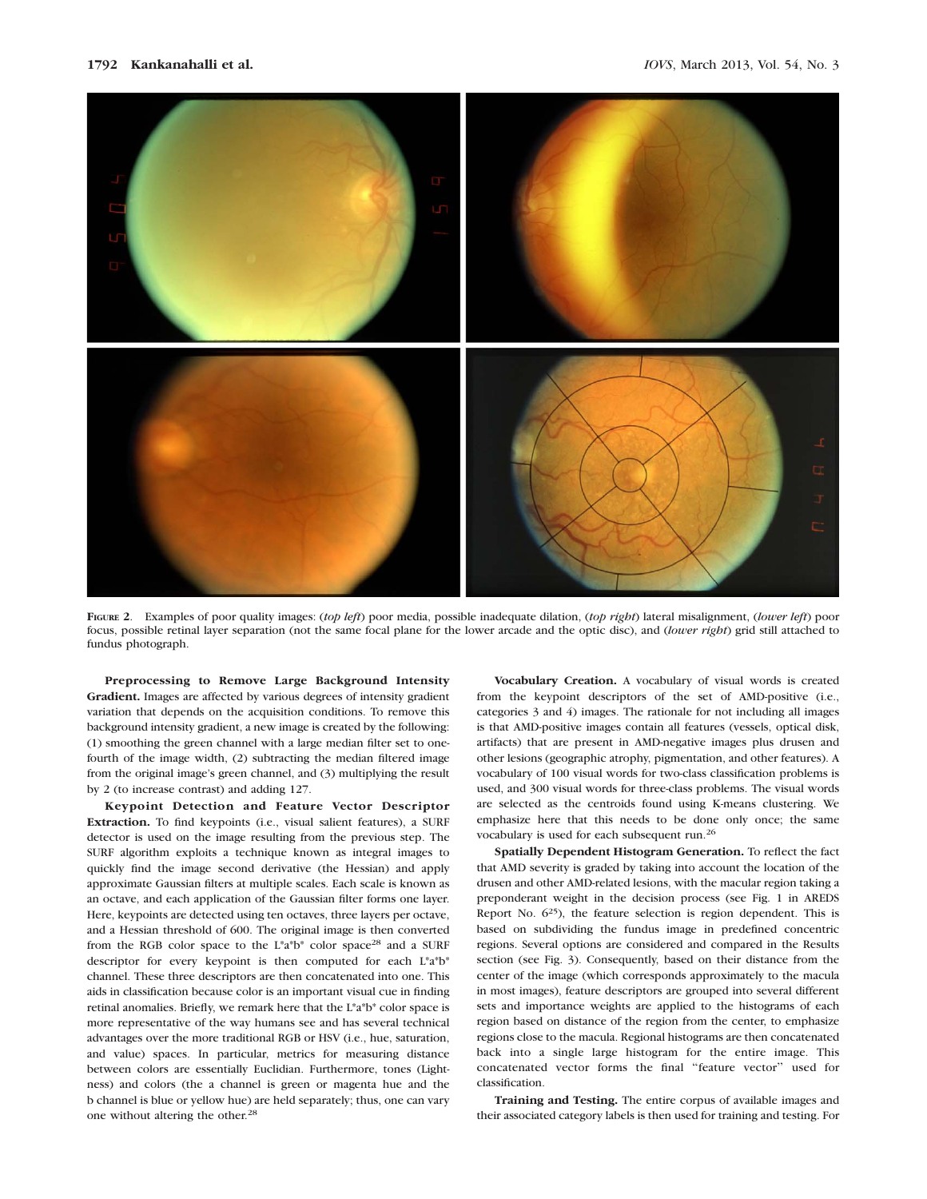**Figure 2.** Examples of poor quality images: (*top left*) poor media, possible inadequate dilation, (*top right*) lateral misalignment, (*lower left*) poor focus, possible retinal layer separation (not the same focal plane for the lower arcade and the optic disc), and (*lower right*) grid still attached to fundus photograph.

**Preprocessing to Remove Large Background Intensity Gradient.** Images are affected by various degrees of intensity gradient variation that depends on the acquisition conditions. To remove this background intensity gradient, a new image is created by the following: (1) smoothing the green channel with a large median filter set to one-fourth of the image width, (2) subtracting the median filtered image from the original image's green channel, and (3) multiplying the result by 2 (to increase contrast) and adding 127.

**Keypoint Detection and Feature Vector Descriptor Extraction.** To find keypoints (i.e., visual salient features), a SURF detector is used on the image resulting from the previous step. The SURF algorithm exploits a technique known as integral images to quickly find the image second derivative (the Hessian) and apply approximate Gaussian filters at multiple scales. Each scale is known as an octave, and each application of the Gaussian filter forms one layer. Here, keypoints are detected using ten octaves, three layers per octave, and a Hessian threshold of 600. The original image is then converted from the RGB color space to the L*a*b* color space[28] and a SURF descriptor for every keypoint is then computed for each L*a*b* channel. These three descriptors are then concatenated into one. This aids in classification because color is an important visual cue in finding retinal anomalies. Briefly, we remark here that the L*a*b* color space is more representative of the way humans see and has several technical advantages over the more traditional RGB or HSV (i.e., hue, saturation, and value) spaces. In particular, metrics for measuring distance between colors are essentially Euclidian. Furthermore, tones (Lightness) and colors (the a channel is green or magenta hue and the b channel is blue or yellow hue) are held separately; thus, one can vary one without altering the other.[28]

**Vocabulary Creation.** A vocabulary of visual words is created from the keypoint descriptors of the set of AMD-positive (i.e., categories 3 and 4) images. The rationale for not including all images is that AMD-positive images contain all features (vessels, optical disk, artifacts) that are present in AMD-negative images plus drusen and other lesions (geographic atrophy, pigmentation, and other features). A vocabulary of 100 visual words for two-class classification problems is used, and 300 visual words for three-class problems. The visual words are selected as the centroids found using K-means clustering. We emphasize here that this needs to be done only once; the same vocabulary is used for each subsequent run.[26]

**Spatially Dependent Histogram Generation.** To reflect the fact that AMD severity is graded by taking into account the location of the drusen and other AMD-related lesions, with the macular region taking a preponderant weight in the decision process (see Fig. 1 in AREDS Report No. 6[25]), the feature selection is region dependent. This is based on subdividing the fundus image in predefined concentric regions. Several options are considered and compared in the Results section (see Fig. 3). Consequently, based on their distance from the center of the image (which corresponds approximately to the macula in most images), feature descriptors are grouped into several different sets and importance weights are applied to the histograms of each region based on distance of the region from the center, to emphasize regions close to the macula. Regional histograms are then concatenated back into a single large histogram for the entire image. This concatenated vector forms the final "feature vector" used for classification.

**Training and Testing.** The entire corpus of available images and their associated category labels is then used for training and testing. For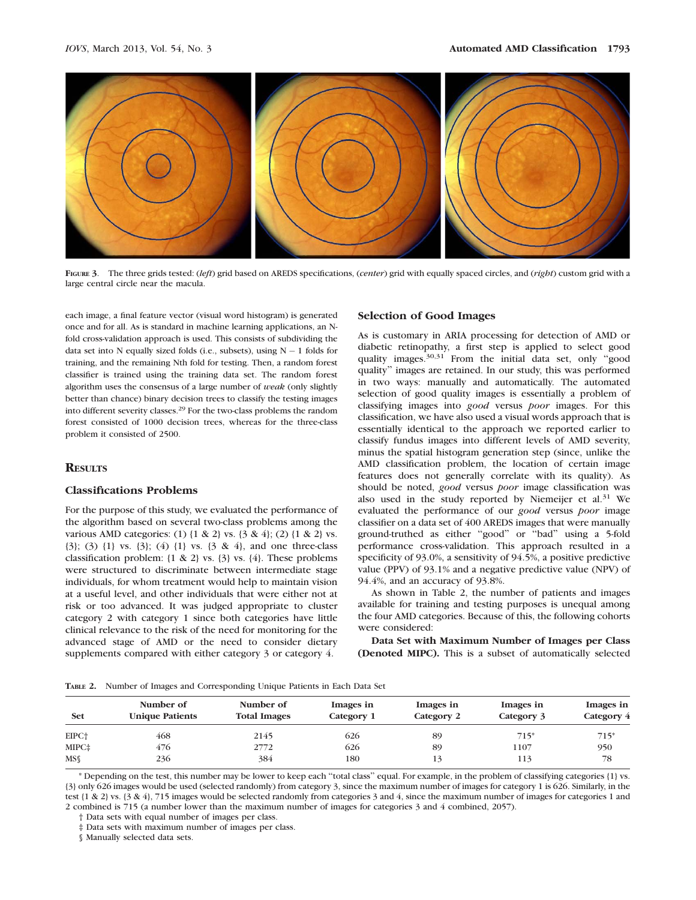FIGURE 3. The three grids tested: (*left*) grid based on AREDS specifications, (*center*) grid with equally spaced circles, and (*right*) custom grid with a large central circle near the macula.

each image, a final feature vector (visual word histogram) is generated once and for all. As is standard in machine learning applications, an N-fold cross-validation approach is used. This consists of subdividing the data set into N equally sized folds (i.e., subsets), using N − 1 folds for training, and the remaining Nth fold for testing. Then, a random forest classifier is trained using the training data set. The random forest algorithm uses the consensus of a large number of *weak* (only slightly better than chance) binary decision trees to classify the testing images into different severity classes.[29] For the two-class problems the random forest consisted of 1000 decision trees, whereas for the three-class problem it consisted of 2500.

## RESULTS

### Classifications Problems

For the purpose of this study, we evaluated the performance of the algorithm based on several two-class problems among the various AMD categories: (1) {1 & 2} vs. {3 & 4}; (2) {1 & 2} vs. {3}; (3) {1} vs. {3}; (4) {1} vs. {3 & 4}, and one three-class classification problem: {1 & 2} vs. {3} vs. {4}. These problems were structured to discriminate between intermediate stage individuals, for whom treatment would help to maintain vision at a useful level, and other individuals that were either not at risk or too advanced. It was judged appropriate to cluster category 2 with category 1 since both categories have little clinical relevance to the risk of the need for monitoring for the advanced stage of AMD or the need to consider dietary supplements compared with either category 3 or category 4.

### Selection of Good Images

As is customary in ARIA processing for detection of AMD or diabetic retinopathy, a first step is applied to select good quality images.[30,31] From the initial data set, only "good quality" images are retained. In our study, this was performed in two ways: manually and automatically. The automated selection of good quality images is essentially a problem of classifying images into *good* versus *poor* images. For this classification, we have also used a visual words approach that is essentially identical to the approach we reported earlier to classify fundus images into different levels of AMD severity, minus the spatial histogram generation step (since, unlike the AMD classification problem, the location of certain image features does not generally correlate with its quality). As should be noted, *good* versus *poor* image classification was also used in the study reported by Niemeijer et al.[31] We evaluated the performance of our *good* versus *poor* image classifier on a data set of 400 AREDS images that were manually ground-truthed as either "good" or "bad" using a 5-fold performance cross-validation. This approach resulted in a specificity of 93.0%, a sensitivity of 94.5%, a positive predictive value (PPV) of 93.1% and a negative predictive value (NPV) of 94.4%, and an accuracy of 93.8%.

As shown in Table 2, the number of patients and images available for training and testing purposes is unequal among the four AMD categories. Because of this, the following cohorts were considered:

**Data Set with Maximum Number of Images per Class (Denoted MIPC).** This is a subset of automatically selected

TABLE 2. Number of Images and Corresponding Unique Patients in Each Data Set

| Set | Number of Unique Patients | Number of Total Images | Images in Category 1 | Images in Category 2 | Images in Category 3 | Images in Category 4 |
|---|---|---|---|---|---|---|
| EIPC† | 468 | 2145 | 626 | 89 | 715* | 715* |
| MIPC‡ | 476 | 2772 | 626 | 89 | 1107 | 950 |
| MS§ | 236 | 384 | 180 | 13 | 113 | 78 |

\* Depending on the test, this number may be lower to keep each "total class" equal. For example, in the problem of classifying categories {1} vs. {3} only 626 images would be used (selected randomly) from category 3, since the maximum number of images for category 1 is 626. Similarly, in the test {1 & 2} vs. {3 & 4}, 715 images would be selected randomly from categories 3 and 4, since the maximum number of images for categories 1 and 2 combined is 715 (a number lower than the maximum number of images for categories 3 and 4 combined, 2057).

† Data sets with equal number of images per class.

‡ Data sets with maximum number of images per class.

§ Manually selected data sets.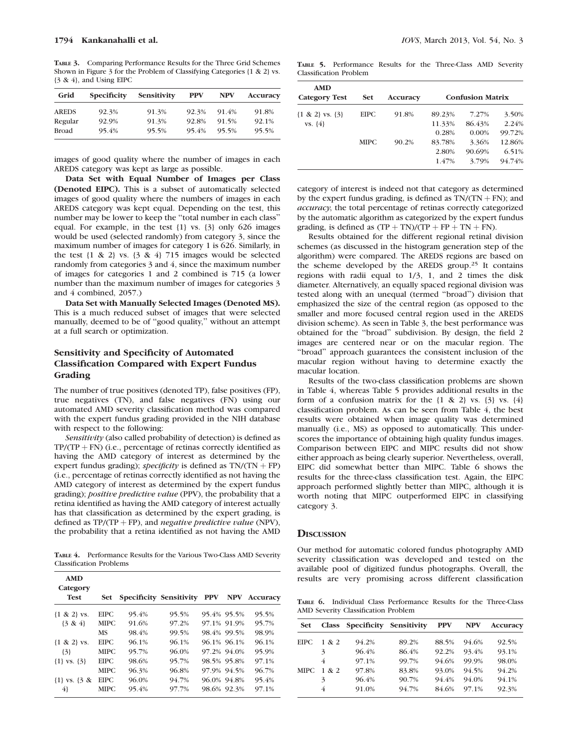**Table 3.** Comparing Performance Results for the Three Grid Schemes Shown in Figure 3 for the Problem of Classifying Categories {1 & 2} vs. {3 & 4}, and Using EIPC

| Grid | Specificity | Sensitivity | PPV | NPV | Accuracy |
|---|---|---|---|---|---|
| AREDS | 92.3% | 91.3% | 92.3% | 91.4% | 91.8% |
| Regular | 92.9% | 91.3% | 92.8% | 91.5% | 92.1% |
| Broad | 95.4% | 95.5% | 95.4% | 95.5% | 95.5% |

images of good quality where the number of images in each AREDS category was kept as large as possible.

**Data Set with Equal Number of Images per Class (Denoted EIPC).** This is a subset of automatically selected images of good quality where the numbers of images in each AREDS category was kept equal. Depending on the test, this number may be lower to keep the "total number in each class" equal. For example, in the test {1} vs. {3} only 626 images would be used (selected randomly) from category 3, since the maximum number of images for category 1 is 626. Similarly, in the test {1 & 2} vs. {3 & 4} 715 images would be selected randomly from categories 3 and 4, since the maximum number of images for categories 1 and 2 combined is 715 (a lower number than the maximum number of images for categories 3 and 4 combined, 2057.)

**Data Set with Manually Selected Images (Denoted MS).** This is a much reduced subset of images that were selected manually, deemed to be of "good quality," without an attempt at a full search or optimization.

## Sensitivity and Specificity of Automated Classification Compared with Expert Fundus Grading

The number of true positives (denoted TP), false positives (FP), true negatives (TN), and false negatives (FN) using our automated AMD severity classification method was compared with the expert fundus grading provided in the NIH database with respect to the following:

*Sensitivity* (also called probability of detection) is defined as TP/(TP + FN) (i.e., percentage of retinas correctly identified as having the AMD category of interest as determined by the expert fundus grading); *specificity* is defined as TN/(TN + FP) (i.e., percentage of retinas correctly identified as not having the AMD category of interest as determined by the expert fundus grading); *positive predictive value* (PPV), the probability that a retina identified as having the AMD category of interest actually has that classification as determined by the expert grading, is defined as TP/(TP + FP), and *negative predictive value* (NPV), the probability that a retina identified as not having the AMD category of interest is indeed not that category as determined by the expert fundus grading, is defined as TN/(TN + FN); and *accuracy*, the total percentage of retinas correctly categorized by the automatic algorithm as categorized by the expert fundus grading, is defined as (TP + TN)/(TP + FP + TN + FN).

Results obtained for the different regional retinal division schemes (as discussed in the histogram generation step of the algorithm) were compared. The AREDS regions are based on the scheme developed by the AREDS group.[25] It contains regions with radii equal to 1/3, 1, and 2 times the disk diameter. Alternatively, an equally spaced regional division was tested along with an unequal (termed "broad") division that emphasized the size of the central region (as opposed to the smaller and more focused central region used in the AREDS division scheme). As seen in Table 3, the best performance was obtained for the "broad" subdivision. By design, the field 2 images are centered near or on the macular region. The "broad" approach guarantees the consistent inclusion of the macular region without having to determine exactly the macular location.

Results of the two-class classification problems are shown in Table 4, whereas Table 5 provides additional results in the form of a confusion matrix for the {1 & 2} vs. {3} vs. {4} classification problem. As can be seen from Table 4, the best results were obtained when image quality was determined manually (i.e., MS) as opposed to automatically. This underscores the importance of obtaining high quality fundus images. Comparison between EIPC and MIPC results did not show either approach as being clearly superior. Nevertheless, overall, EIPC did somewhat better than MIPC. Table 6 shows the results for the three-class classification test. Again, the EIPC approach performed slightly better than MIPC, although it is worth noting that MIPC outperformed EIPC in classifying category 3.

**Table 4.** Performance Results for the Various Two-Class AMD Severity Classification Problems

| AMD Category Test | Set | Specificity | Sensitivity | PPV | NPV | Accuracy |
|---|---|---|---|---|---|---|
| {1 & 2} vs. {3 & 4} | EIPC | 95.4% | 95.5% | 95.4% | 95.5% | 95.5% |
| | MIPC | 91.6% | 97.2% | 97.1% | 91.9% | 95.7% |
| | MS | 98.4% | 99.5% | 98.4% | 99.5% | 98.9% |
| {1 & 2} vs. {3} | EIPC | 96.1% | 96.1% | 96.1% | 96.1% | 96.1% |
| | MIPC | 95.7% | 96.0% | 97.2% | 94.0% | 95.9% |
| {1} vs. {3} | EIPC | 98.6% | 95.7% | 98.5% | 95.8% | 97.1% |
| | MIPC | 96.3% | 96.8% | 97.9% | 94.5% | 96.7% |
| {1} vs. {3 & 4} | EIPC | 96.0% | 94.7% | 96.0% | 94.8% | 95.4% |
| | MIPC | 95.4% | 97.7% | 98.6% | 92.3% | 97.1% |

**Table 5.** Performance Results for the Three-Class AMD Severity Classification Problem

| AMD Category Test | Set | Accuracy | Confusion Matrix | | |
|---|---|---|---|---|---|
| {1 & 2} vs. {3} vs. {4} | EIPC | 91.8% | 89.23% | 7.27% | 3.50% |
| | | | 11.33% | 86.43% | 2.24% |
| | | | 0.28% | 0.00% | 99.72% |
| | MIPC | 90.2% | 83.78% | 3.36% | 12.86% |
| | | | 2.80% | 90.69% | 6.51% |
| | | | 1.47% | 3.79% | 94.74% |

## Discussion

Our method for automatic colored fundus photography AMD severity classification was developed and tested on the available pool of digitized fundus photographs. Overall, the results are very promising across different classification

**Table 6.** Individual Class Performance Results for the Three-Class AMD Severity Classification Problem

| Set | Class | Specificity | Sensitivity | PPV | NPV | Accuracy |
|---|---|---|---|---|---|---|
| EIPC | 1 & 2 | 94.2% | 89.2% | 88.5% | 94.6% | 92.5% |
| | 3 | 96.4% | 86.4% | 92.2% | 93.4% | 93.1% |
| | 4 | 97.1% | 99.7% | 94.6% | 99.9% | 98.0% |
| MIPC | 1 & 2 | 97.8% | 83.8% | 93.0% | 94.5% | 94.2% |
| | 3 | 96.4% | 90.7% | 94.4% | 94.0% | 94.1% |
| | 4 | 91.0% | 94.7% | 84.6% | 97.1% | 92.3% |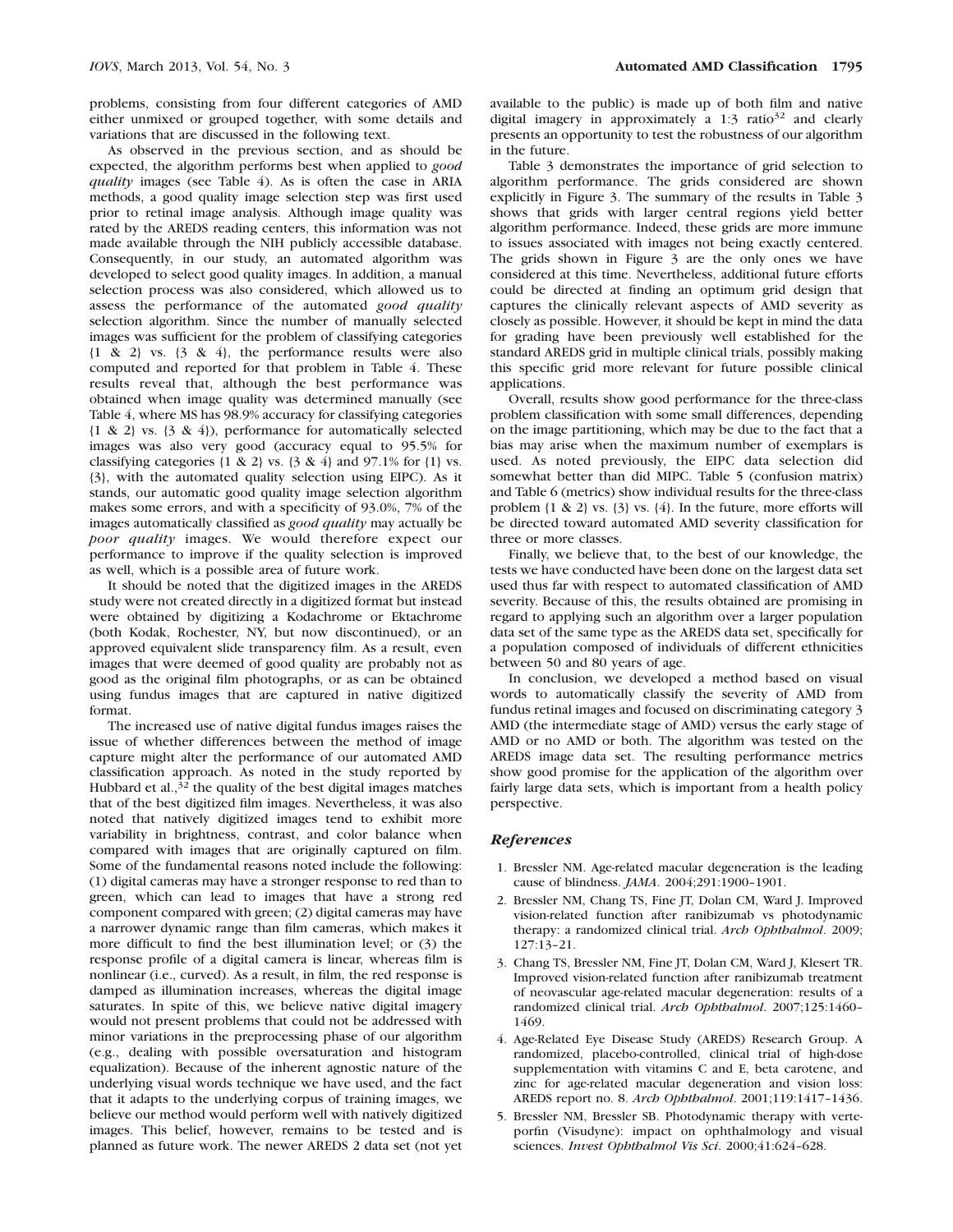problems, consisting from four different categories of AMD either unmixed or grouped together, with some details and variations that are discussed in the following text.

As observed in the previous section, and as should be expected, the algorithm performs best when applied to *good quality* images (see Table 4). As is often the case in ARIA methods, a good quality image selection step was first used prior to retinal image analysis. Although image quality was rated by the AREDS reading centers, this information was not made available through the NIH publicly accessible database. Consequently, in our study, an automated algorithm was developed to select good quality images. In addition, a manual selection process was also considered, which allowed us to assess the performance of the automated *good quality* selection algorithm. Since the number of manually selected images was sufficient for the problem of classifying categories {1 & 2} vs. {3 & 4}, the performance results were also computed and reported for that problem in Table 4. These results reveal that, although the best performance was obtained when image quality was determined manually (see Table 4, where MS has 98.9% accuracy for classifying categories {1 & 2} vs. {3 & 4}), performance for automatically selected images was also very good (accuracy equal to 95.5% for classifying categories {1 & 2} vs. {3 & 4} and 97.1% for {1} vs. {3}, with the automated quality selection using EIPC). As it stands, our automatic good quality image selection algorithm makes some errors, and with a specificity of 93.0%, 7% of the images automatically classified as *good quality* may actually be *poor quality* images. We would therefore expect our performance to improve if the quality selection is improved as well, which is a possible area of future work.

It should be noted that the digitized images in the AREDS study were not created directly in a digitized format but instead were obtained by digitizing a Kodachrome or Ektachrome (both Kodak, Rochester, NY, but now discontinued), or an approved equivalent slide transparency film. As a result, even images that were deemed of good quality are probably not as good as the original film photographs, or as can be obtained using fundus images that are captured in native digitized format.

The increased use of native digital fundus images raises the issue of whether differences between the method of image capture might alter the performance of our automated AMD classification approach. As noted in the study reported by Hubbard et al.,[32] the quality of the best digital images matches that of the best digitized film images. Nevertheless, it was also noted that natively digitized images tend to exhibit more variability in brightness, contrast, and color balance when compared with images that are originally captured on film. Some of the fundamental reasons noted include the following: (1) digital cameras may have a stronger response to red than to green, which can lead to images that have a strong red component compared with green; (2) digital cameras may have a narrower dynamic range than film cameras, which makes it more difficult to find the best illumination level; or (3) the response profile of a digital camera is linear, whereas film is nonlinear (i.e., curved). As a result, in film, the red response is damped as illumination increases, whereas the digital image saturates. In spite of this, we believe native digital imagery would not present problems that could not be addressed with minor variations in the preprocessing phase of our algorithm (e.g., dealing with possible oversaturation and histogram equalization). Because of the inherent agnostic nature of the underlying visual words technique we have used, and the fact that it adapts to the underlying corpus of training images, we believe our method would perform well with natively digitized images. This belief, however, remains to be tested and is planned as future work. The newer AREDS 2 data set (not yet available to the public) is made up of both film and native digital imagery in approximately a 1:3 ratio[32] and clearly presents an opportunity to test the robustness of our algorithm in the future.

Table 3 demonstrates the importance of grid selection to algorithm performance. The grids considered are shown explicitly in Figure 3. The summary of the results in Table 3 shows that grids with larger central regions yield better algorithm performance. Indeed, these grids are more immune to issues associated with images not being exactly centered. The grids shown in Figure 3 are the only ones we have considered at this time. Nevertheless, additional future efforts could be directed at finding an optimum grid design that captures the clinically relevant aspects of AMD severity as closely as possible. However, it should be kept in mind the data for grading have been previously well established for the standard AREDS grid in multiple clinical trials, possibly making this specific grid more relevant for future possible clinical applications.

Overall, results show good performance for the three-class problem classification with some small differences, depending on the image partitioning, which may be due to the fact that a bias may arise when the maximum number of exemplars is used. As noted previously, the EIPC data selection did somewhat better than did MIPC. Table 5 (confusion matrix) and Table 6 (metrics) show individual results for the three-class problem {1 & 2} vs. {3} vs. {4}. In the future, more efforts will be directed toward automated AMD severity classification for three or more classes.

Finally, we believe that, to the best of our knowledge, the tests we have conducted have been done on the largest data set used thus far with respect to automated classification of AMD severity. Because of this, the results obtained are promising in regard to applying such an algorithm over a larger population data set of the same type as the AREDS data set, specifically for a population composed of individuals of different ethnicities between 50 and 80 years of age.

In conclusion, we developed a method based on visual words to automatically classify the severity of AMD from fundus retinal images and focused on discriminating category 3 AMD (the intermediate stage of AMD) versus the early stage of AMD or no AMD or both. The algorithm was tested on the AREDS image data set. The resulting performance metrics show good promise for the application of the algorithm over fairly large data sets, which is important from a health policy perspective.

## *References*

1. Bressler NM. Age-related macular degeneration is the leading cause of blindness. *JAMA*. 2004;291:1900–1901.
2. Bressler NM, Chang TS, Fine JT, Dolan CM, Ward J. Improved vision-related function after ranibizumab vs photodynamic therapy: a randomized clinical trial. *Arch Ophthalmol*. 2009; 127:13–21.
3. Chang TS, Bressler NM, Fine JT, Dolan CM, Ward J, Klesert TR. Improved vision-related function after ranibizumab treatment of neovascular age-related macular degeneration: results of a randomized clinical trial. *Arch Ophthalmol*. 2007;125:1460–1469.
4. Age-Related Eye Disease Study (AREDS) Research Group. A randomized, placebo-controlled, clinical trial of high-dose supplementation with vitamins C and E, beta carotene, and zinc for age-related macular degeneration and vision loss: AREDS report no. 8. *Arch Ophthalmol*. 2001;119:1417–1436.
5. Bressler NM, Bressler SB. Photodynamic therapy with verteporfin (Visudyne): impact on ophthalmology and visual sciences. *Invest Ophthalmol Vis Sci*. 2000;41:624–628.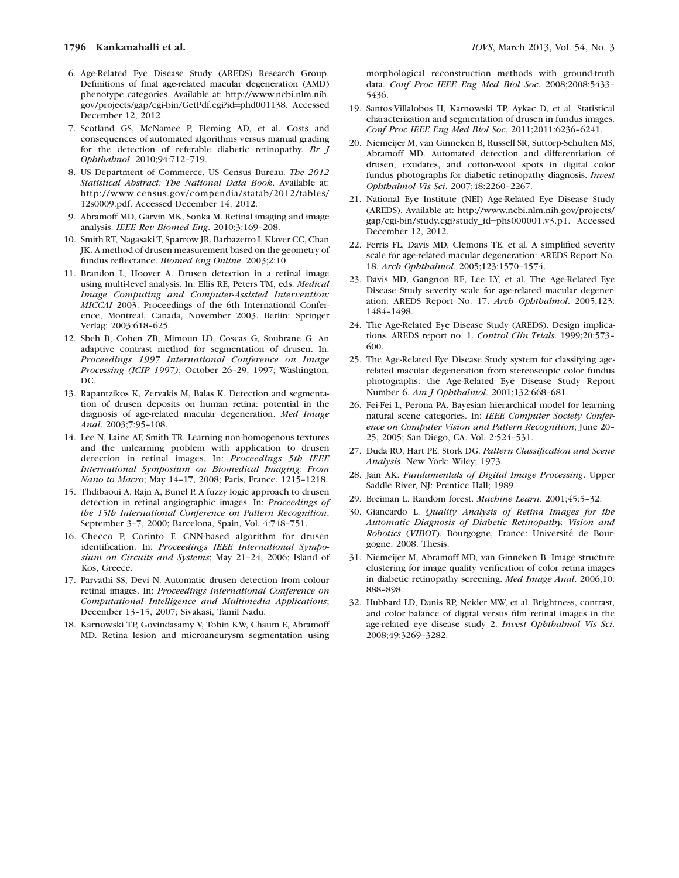6. Age-Related Eye Disease Study (AREDS) Research Group. Definitions of final age-related macular degeneration (AMD) phenotype categories. Available at: http://www.ncbi.nlm.nih.gov/projects/gap/cgi-bin/GetPdf.cgi?id=phd001138. Accessed December 12, 2012.
7. Scotland GS, McNamee P, Fleming AD, et al. Costs and consequences of automated algorithms versus manual grading for the detection of referable diabetic retinopathy. *Br J Ophthalmol*. 2010;94:712–719.
8. US Department of Commerce, US Census Bureau. *The 2012 Statistical Abstract: The National Data Book*. Available at: http://www.census.gov/compendia/statab/2012/tables/12s0009.pdf. Accessed December 14, 2012.
9. Abramoff MD, Garvin MK, Sonka M. Retinal imaging and image analysis. *IEEE Rev Biomed Eng*. 2010;3:169–208.
10. Smith RT, Nagasaki T, Sparrow JR, Barbazetto I, Klaver CC, Chan JK. A method of drusen measurement based on the geometry of fundus reflectance. *Biomed Eng Online*. 2003;2:10.
11. Brandon L, Hoover A. Drusen detection in a retinal image using multi-level analysis. In: Ellis RE, Peters TM, eds. *Medical Image Computing and Computer-Assisted Intervention: MICCAI* 2003. Proceedings of the 6th International Conference, Montreal, Canada, November 2003. Berlin: Springer Verlag; 2003:618–625.
12. Sbeh B, Cohen ZB, Mimoun LD, Coscas G, Soubrane G. An adaptive contrast method for segmentation of drusen. In: *Proceedings 1997 International Conference on Image Processing (ICIP 1997)*; October 26–29, 1997; Washington, DC.
13. Rapantzikos K, Zervakis M, Balas K. Detection and segmentation of drusen deposits on human retina: potential in the diagnosis of age-related macular degeneration. *Med Image Anal*. 2003;7:95–108.
14. Lee N, Laine AF, Smith TR. Learning non-homogenous textures and the unlearning problem with application to drusen detection in retinal images. In: *Proceedings 5th IEEE International Symposium on Biomedical Imaging: From Nano to Macro*; May 14–17, 2008; Paris, France. 1215–1218.
15. Thdibaoui A, Rajn A, Bunel P. A fuzzy logic approach to drusen detection in retinal angiographic images. In: *Proceedings of the 15th International Conference on Pattern Recognition*; September 3–7, 2000; Barcelona, Spain, Vol. 4:748–751.
16. Checco P, Corinto F. CNN-based algorithm for drusen identification. In: *Proceedings IEEE International Symposium on Circuits and Systems*; May 21–24, 2006; Island of Kos, Greece.
17. Parvathi SS, Devi N. Automatic drusen detection from colour retinal images. In: *Proceedings International Conference on Computational Intelligence and Multimedia Applications*; December 13–15, 2007; Sivakasi, Tamil Nadu.
18. Karnowski TP, Govindasamy V, Tobin KW, Chaum E, Abramoff MD. Retina lesion and microaneurysm segmentation using morphological reconstruction methods with ground-truth data. *Conf Proc IEEE Eng Med Biol Soc*. 2008;2008:5433–5436.
19. Santos-Villalobos H, Karnowski TP, Aykac D, et al. Statistical characterization and segmentation of drusen in fundus images. *Conf Proc IEEE Eng Med Biol Soc*. 2011;2011:6236–6241.
20. Niemeijer M, van Ginneken B, Russell SR, Suttorp-Schulten MS, Abramoff MD. Automated detection and differentiation of drusen, exudates, and cotton-wool spots in digital color fundus photographs for diabetic retinopathy diagnosis. *Invest Ophthalmol Vis Sci*. 2007;48:2260–2267.
21. National Eye Institute (NEI) Age-Related Eye Disease Study (AREDS). Available at: http://www.ncbi.nlm.nih.gov/projects/gap/cgi-bin/study.cgi?study_id=phs000001.v3.p1. Accessed December 12, 2012.
22. Ferris FL, Davis MD, Clemons TE, et al. A simplified severity scale for age-related macular degeneration: AREDS Report No. 18. *Arch Ophthalmol*. 2005;123:1570–1574.
23. Davis MD, Gangnon RE, Lee LY, et al. The Age-Related Eye Disease Study severity scale for age-related macular degeneration: AREDS Report No. 17. *Arch Ophthalmol*. 2005;123:1484–1498.
24. The Age-Related Eye Disease Study (AREDS). Design implications. AREDS report no. 1. *Control Clin Trials*. 1999;20:573–600.
25. The Age-Related Eye Disease Study system for classifying age-related macular degeneration from stereoscopic color fundus photographs: the Age-Related Eye Disease Study Report Number 6. *Am J Ophthalmol*. 2001;132:668–681.
26. Fei-Fei L, Perona PA. Bayesian hierarchical model for learning natural scene categories. In: *IEEE Computer Society Conference on Computer Vision and Pattern Recognition*; June 20–25, 2005; San Diego, CA. Vol. 2:524–531.
27. Duda RO, Hart PE, Stork DG. *Pattern Classification and Scene Analysis*. New York: Wiley; 1973.
28. Jain AK. *Fundamentals of Digital Image Processing*. Upper Saddle River, NJ: Prentice Hall; 1989.
29. Breiman L. Random forest. *Machine Learn*. 2001;45:5–32.
30. Giancardo L. *Quality Analysis of Retina Images for the Automatic Diagnosis of Diabetic Retinopathy. Vision and Robotics* (*VIBOT*). Bourgogne, France: Université de Bourgogne; 2008. Thesis.
31. Niemeijer M, Abramoff MD, van Ginneken B. Image structure clustering for image quality verification of color retina images in diabetic retinopathy screening. *Med Image Anal*. 2006;10:888–898.
32. Hubbard LD, Danis RP, Neider MW, et al. Brightness, contrast, and color balance of digital versus film retinal images in the age-related eye disease study 2. *Invest Ophthalmol Vis Sci*. 2008;49:3269–3282.